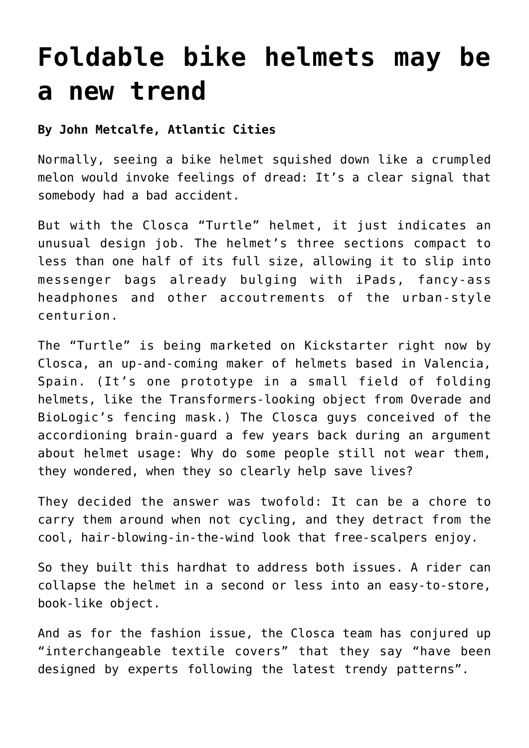# Foldable bike helmets may be a new trend

**By John Metcalfe, Atlantic Cities**

Normally, seeing a bike helmet squished down like a crumpled melon would invoke feelings of dread: It's a clear signal that somebody had a bad accident.

But with the Closca "Turtle" helmet, it just indicates an unusual design job. The helmet's three sections compact to less than one half of its full size, allowing it to slip into messenger bags already bulging with iPads, fancy-ass headphones and other accoutrements of the urban-style centurion.

The "Turtle" is being marketed on Kickstarter right now by Closca, an up-and-coming maker of helmets based in Valencia, Spain. (It's one prototype in a small field of folding helmets, like the Transformers-looking object from Overade and BioLogic's fencing mask.) The Closca guys conceived of the accordioning brain-guard a few years back during an argument about helmet usage: Why do some people still not wear them, they wondered, when they so clearly help save lives?

They decided the answer was twofold: It can be a chore to carry them around when not cycling, and they detract from the cool, hair-blowing-in-the-wind look that free-scalpers enjoy.

So they built this hardhat to address both issues. A rider can collapse the helmet in a second or less into an easy-to-store, book-like object.

And as for the fashion issue, the Closca team has conjured up "interchangeable textile covers" that they say "have been designed by experts following the latest trendy patterns".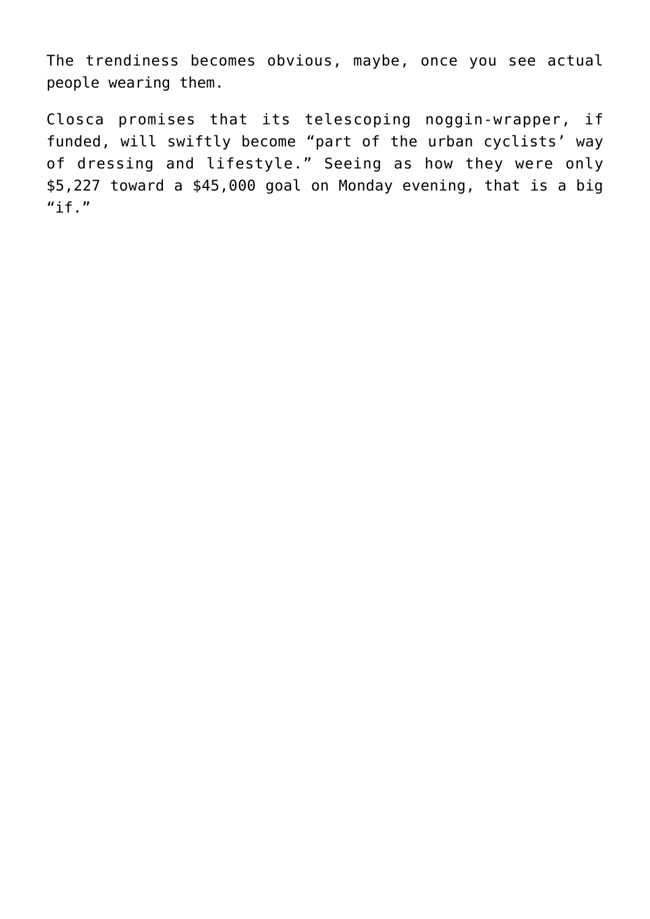The trendiness becomes obvious, maybe, once you see actual people wearing them.

Closca promises that its telescoping noggin-wrapper, if funded, will swiftly become “part of the urban cyclists’ way of dressing and lifestyle.” Seeing as how they were only $5,227 toward a $45,000 goal on Monday evening, that is a big “if.”